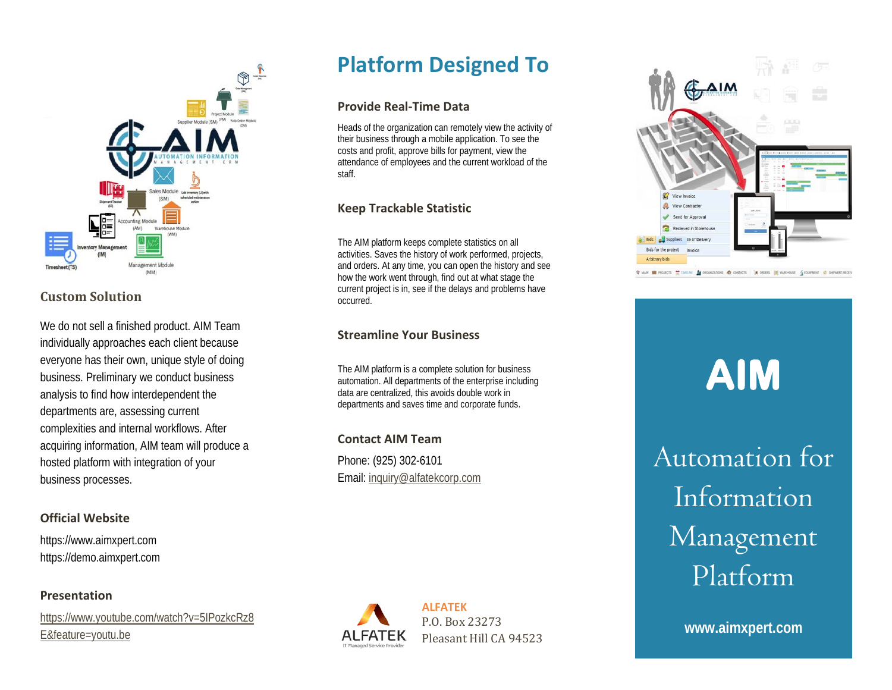## Custom Solution

We do not sell a finished product. AIM Team individually approaches each client because everyone has their own, unique style of doing business. Preliminary we conduct business analysis to find how interdependent the departments are, assessing current complexities and internal workflows. After acquiring information, AIM team will produce a hosted platform with integration of your business processes.

### Official Website

https://www.aimxpert.com
https://demo.aimxpert.com

### Presentation

https://www.youtube.com/watch?v=5lPozkcRz8E&feature=youtu.be

# Platform Designed To

### Provide Real-Time Data

Heads of the organization can remotely view the activity of their business through a mobile application. To see the costs and profit, approve bills for payment, view the attendance of employees and the current workload of the staff.

### Keep Trackable Statistic

The AIM platform keeps complete statistics on all activities. Saves the history of work performed, projects, and orders. At any time, you can open the history and see how the work went through, find out at what stage the current project is in, see if the delays and problems have occurred.

### Streamline Your Business

The AIM platform is a complete solution for business automation. All departments of the enterprise including data are centralized, this avoids double work in departments and saves time and corporate funds.

### Contact AIM Team

Phone: (925) 302-6101
Email: inquiry@alfatekcorp.com

**ALFATEK**
P.O. Box 23273
Pleasant Hill CA 94523

# AIM

## Automation for Information Management Platform

**www.aimxpert.com**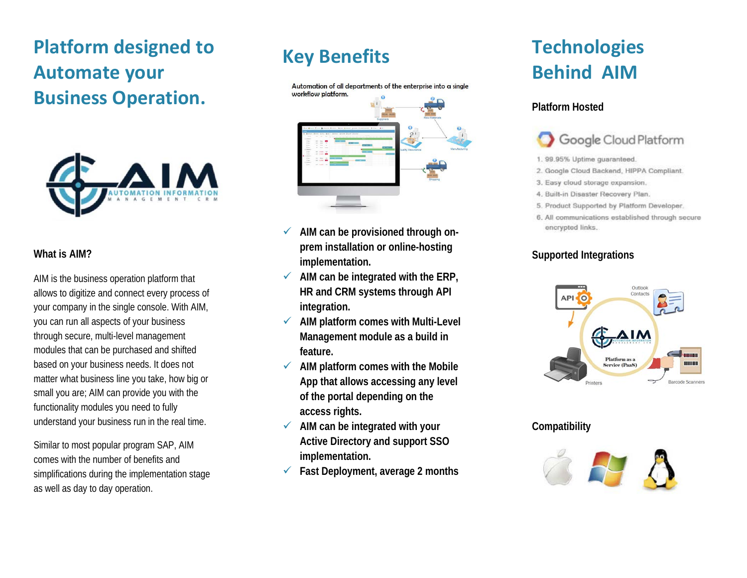# Platform designed to Automate your Business Operation.

AIM
AUTOMATION INFORMATION
MANAGEMENT CRM

### What is AIM?

AIM is the business operation platform that allows to digitize and connect every process of your company in the single console. With AIM, you can run all aspects of your business through secure, multi-level management modules that can be purchased and shifted based on your business needs. It does not matter what business line you take, how big or small you are; AIM can provide you with the functionality modules you need to fully understand your business run in the real time.

Similar to most popular program SAP, AIM comes with the number of benefits and simplifications during the implementation stage as well as day to day operation.

# Key Benefits

Automation of all departments of the enterprise into a single workflow platform.

Suppliers
Raw Materials
Quality Assurance
Manufacturing
Shipping

- ✓ AIM can be provisioned through on-prem installation or online-hosting implementation.
- ✓ AIM can be integrated with the ERP, HR and CRM systems through API integration.
- ✓ AIM platform comes with Multi-Level Management module as a build in feature.
- ✓ AIM platform comes with the Mobile App that allows accessing any level of the portal depending on the access rights.
- ✓ AIM can be integrated with your Active Directory and support SSO implementation.
- ✓ Fast Deployment, average 2 months

# Technologies Behind AIM

### Platform Hosted

Google Cloud Platform

1. 99.95% Uptime guaranteed.
2. Google Cloud Backend, HIPPA Compliant.
3. Easy cloud storage expansion.
4. Built-in Disaster Recovery Plan.
5. Product Supported by Platform Developer.
6. All communications established through secure encrypted links.

### Supported Integrations

API
Outlook Contacts
AIM
Platform as a Service (PaaS)
Printers
Barcode Scanners

### Compatibility